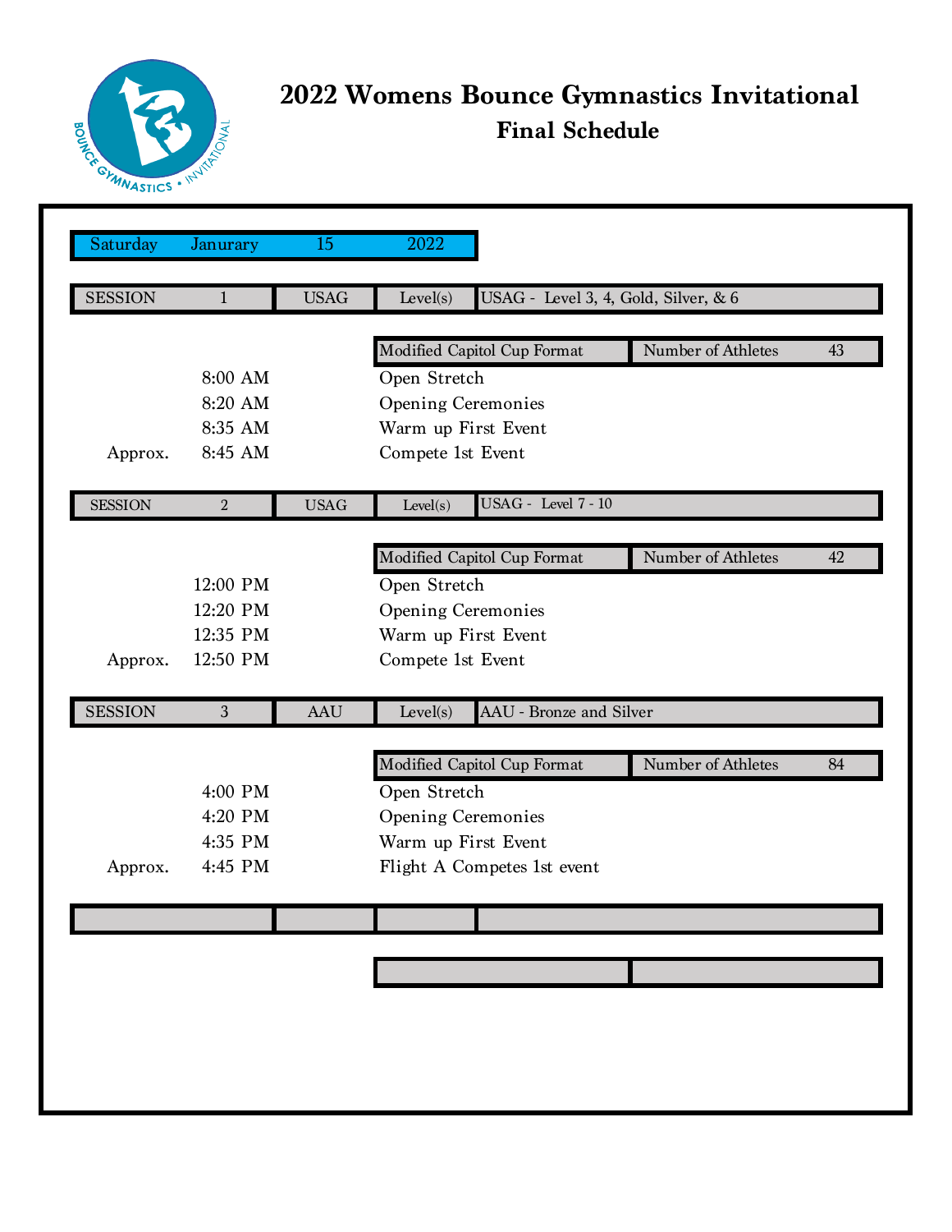# 2022 Womens Bounce Gymnastics Invitational

## Final Schedule

| Saturday | Janurary | 15 | 2022 |
|---|---|---|---|

| SESSION | 1 | USAG | Level(s) | USAG - Level 3, 4, Gold, Silver, & 6 |
|---|---|---|---|---|

Modified Capitol Cup Format | Number of Athletes 43

| | Time | Event |
|---|---|---|
| | 8:00 AM | Open Stretch |
| | 8:20 AM | Opening Ceremonies |
| | 8:35 AM | Warm up First Event |
| Approx. | 8:45 AM | Compete 1st Event |

| SESSION | 2 | USAG | Level(s) | USAG - Level 7 - 10 |
|---|---|---|---|---|

Modified Capitol Cup Format | Number of Athletes 42

| | Time | Event |
|---|---|---|
| | 12:00 PM | Open Stretch |
| | 12:20 PM | Opening Ceremonies |
| | 12:35 PM | Warm up First Event |
| Approx. | 12:50 PM | Compete 1st Event |

| SESSION | 3 | AAU | Level(s) | AAU - Bronze and Silver |
|---|---|---|---|---|

Modified Capitol Cup Format | Number of Athletes 84

| | Time | Event |
|---|---|---|
| | 4:00 PM | Open Stretch |
| | 4:20 PM | Opening Ceremonies |
| | 4:35 PM | Warm up First Event |
| Approx. | 4:45 PM | Flight A Competes 1st event |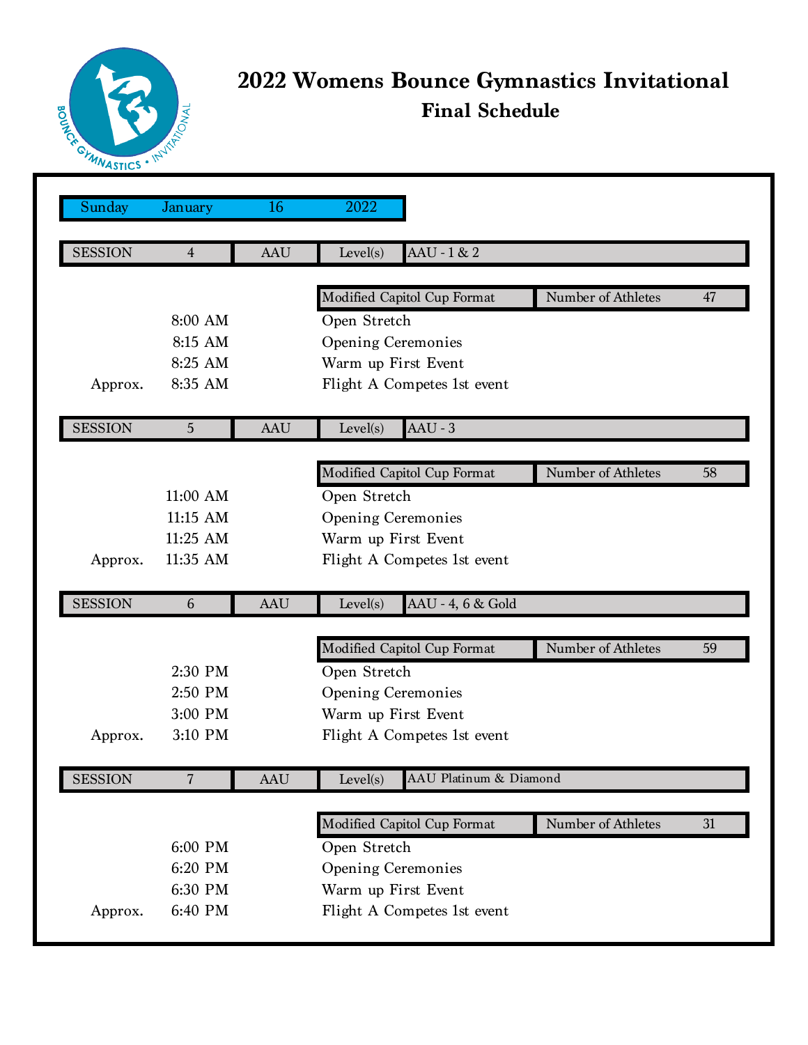# 2022 Womens Bounce Gymnastics Invitational

## Final Schedule

| Sunday | January | 16 | 2022 |
| --- | --- | --- | --- |

| SESSION | 4 | AAU | Level(s) | AAU - 1 & 2 |
| --- | --- | --- | --- | --- |

| | | | Modified Capitol Cup Format | Number of Athletes | 47 |
| --- | --- | --- | --- | --- | --- |
| | 8:00 AM | | Open Stretch | | |
| | 8:15 AM | | Opening Ceremonies | | |
| | 8:25 AM | | Warm up First Event | | |
| Approx. | 8:35 AM | | Flight A Competes 1st event | | |

| SESSION | 5 | AAU | Level(s) | AAU - 3 |
| --- | --- | --- | --- | --- |

| | | | Modified Capitol Cup Format | Number of Athletes | 58 |
| --- | --- | --- | --- | --- | --- |
| | 11:00 AM | | Open Stretch | | |
| | 11:15 AM | | Opening Ceremonies | | |
| | 11:25 AM | | Warm up First Event | | |
| Approx. | 11:35 AM | | Flight A Competes 1st event | | |

| SESSION | 6 | AAU | Level(s) | AAU - 4, 6 & Gold |
| --- | --- | --- | --- | --- |

| | | | Modified Capitol Cup Format | Number of Athletes | 59 |
| --- | --- | --- | --- | --- | --- |
| | 2:30 PM | | Open Stretch | | |
| | 2:50 PM | | Opening Ceremonies | | |
| | 3:00 PM | | Warm up First Event | | |
| Approx. | 3:10 PM | | Flight A Competes 1st event | | |

| SESSION | 7 | AAU | Level(s) | AAU Platinum & Diamond |
| --- | --- | --- | --- | --- |

| | | | Modified Capitol Cup Format | Number of Athletes | 31 |
| --- | --- | --- | --- | --- | --- |
| | 6:00 PM | | Open Stretch | | |
| | 6:20 PM | | Opening Ceremonies | | |
| | 6:30 PM | | Warm up First Event | | |
| Approx. | 6:40 PM | | Flight A Competes 1st event | | |